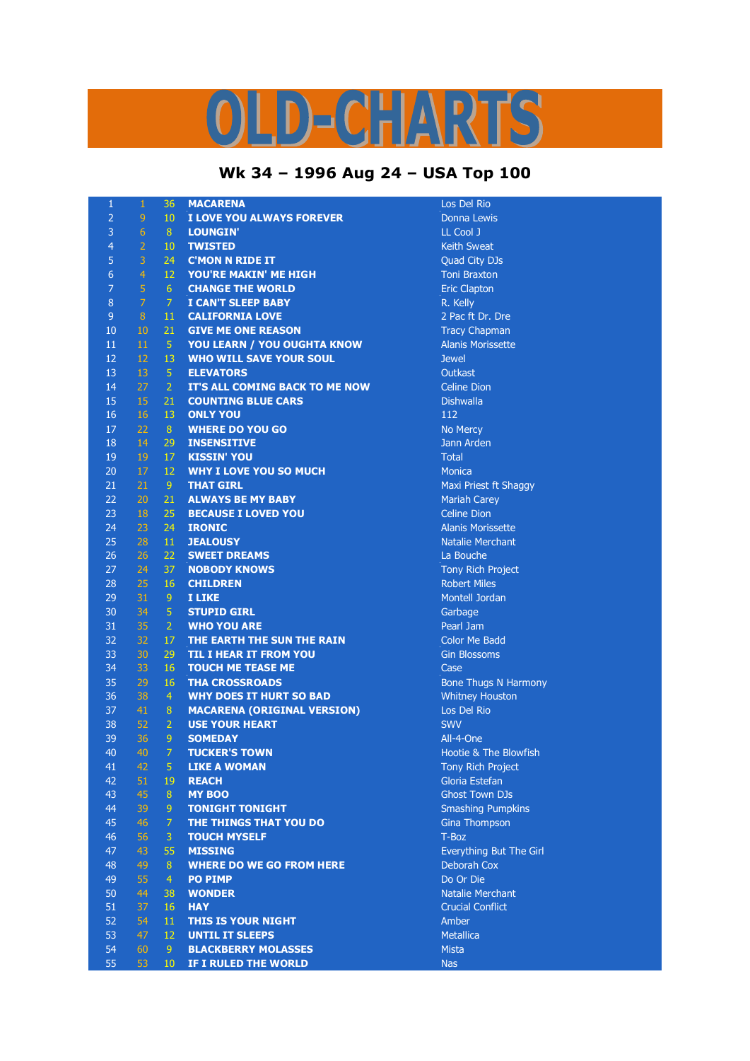# OLD-CHARTS

## Wk 34 – 1996 Aug 24 – USA Top 100

| | | | | |
|---|---|---|---|---|
| 1 | 1 | 36 | MACARENA | Los Del Rio |
| 2 | 9 | 10 | I LOVE YOU ALWAYS FOREVER | Donna Lewis |
| 3 | 6 | 8 | LOUNGIN' | LL Cool J |
| 4 | 2 | 10 | TWISTED | Keith Sweat |
| 5 | 3 | 24 | C'MON N RIDE IT | Quad City DJs |
| 6 | 4 | 12 | YOU'RE MAKIN' ME HIGH | Toni Braxton |
| 7 | 5 | 6 | CHANGE THE WORLD | Eric Clapton |
| 8 | 7 | 7 | I CAN'T SLEEP BABY | R. Kelly |
| 9 | 8 | 11 | CALIFORNIA LOVE | 2 Pac ft Dr. Dre |
| 10 | 10 | 21 | GIVE ME ONE REASON | Tracy Chapman |
| 11 | 11 | 5 | YOU LEARN / YOU OUGHTA KNOW | Alanis Morissette |
| 12 | 12 | 13 | WHO WILL SAVE YOUR SOUL | Jewel |
| 13 | 13 | 5 | ELEVATORS | Outkast |
| 14 | 27 | 2 | IT'S ALL COMING BACK TO ME NOW | Celine Dion |
| 15 | 15 | 21 | COUNTING BLUE CARS | Dishwalla |
| 16 | 16 | 13 | ONLY YOU | 112 |
| 17 | 22 | 8 | WHERE DO YOU GO | No Mercy |
| 18 | 14 | 29 | INSENSITIVE | Jann Arden |
| 19 | 19 | 17 | KISSIN' YOU | Total |
| 20 | 17 | 12 | WHY I LOVE YOU SO MUCH | Monica |
| 21 | 21 | 9 | THAT GIRL | Maxi Priest ft Shaggy |
| 22 | 20 | 21 | ALWAYS BE MY BABY | Mariah Carey |
| 23 | 18 | 25 | BECAUSE I LOVED YOU | Celine Dion |
| 24 | 23 | 24 | IRONIC | Alanis Morissette |
| 25 | 28 | 11 | JEALOUSY | Natalie Merchant |
| 26 | 26 | 22 | SWEET DREAMS | La Bouche |
| 27 | 24 | 37 | NOBODY KNOWS | Tony Rich Project |
| 28 | 25 | 16 | CHILDREN | Robert Miles |
| 29 | 31 | 9 | I LIKE | Montell Jordan |
| 30 | 34 | 5 | STUPID GIRL | Garbage |
| 31 | 35 | 2 | WHO YOU ARE | Pearl Jam |
| 32 | 32 | 17 | THE EARTH THE SUN THE RAIN | Color Me Badd |
| 33 | 30 | 29 | TIL I HEAR IT FROM YOU | Gin Blossoms |
| 34 | 33 | 16 | TOUCH ME TEASE ME | Case |
| 35 | 29 | 16 | THA CROSSROADS | Bone Thugs N Harmony |
| 36 | 38 | 4 | WHY DOES IT HURT SO BAD | Whitney Houston |
| 37 | 41 | 8 | MACARENA (ORIGINAL VERSION) | Los Del Rio |
| 38 | 52 | 2 | USE YOUR HEART | SWV |
| 39 | 36 | 9 | SOMEDAY | All-4-One |
| 40 | 40 | 7 | TUCKER'S TOWN | Hootie & The Blowfish |
| 41 | 42 | 5 | LIKE A WOMAN | Tony Rich Project |
| 42 | 51 | 19 | REACH | Gloria Estefan |
| 43 | 45 | 8 | MY BOO | Ghost Town DJs |
| 44 | 39 | 9 | TONIGHT TONIGHT | Smashing Pumpkins |
| 45 | 46 | 7 | THE THINGS THAT YOU DO | Gina Thompson |
| 46 | 56 | 3 | TOUCH MYSELF | T-Boz |
| 47 | 43 | 55 | MISSING | Everything But The Girl |
| 48 | 49 | 8 | WHERE DO WE GO FROM HERE | Deborah Cox |
| 49 | 55 | 4 | PO PIMP | Do Or Die |
| 50 | 44 | 38 | WONDER | Natalie Merchant |
| 51 | 37 | 16 | HAY | Crucial Conflict |
| 52 | 54 | 11 | THIS IS YOUR NIGHT | Amber |
| 53 | 47 | 12 | UNTIL IT SLEEPS | Metallica |
| 54 | 60 | 9 | BLACKBERRY MOLASSES | Mista |
| 55 | 53 | 10 | IF I RULED THE WORLD | Nas |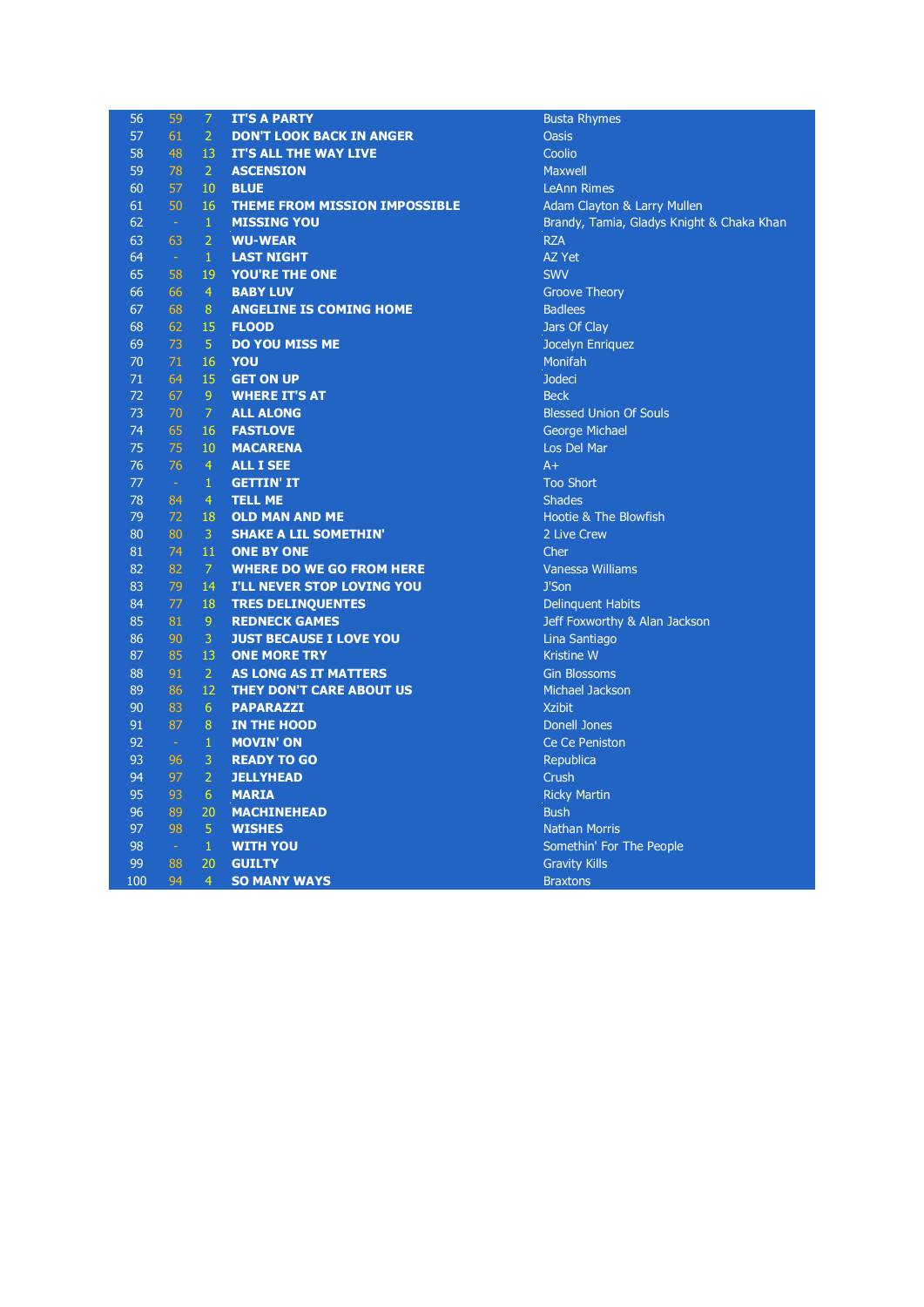| | | | | |
|---|---|---|---|---|
| 56 | 59 | 7 | IT'S A PARTY | Busta Rhymes |
| 57 | 61 | 2 | DON'T LOOK BACK IN ANGER | Oasis |
| 58 | 48 | 13 | IT'S ALL THE WAY LIVE | Coolio |
| 59 | 78 | 2 | ASCENSION | Maxwell |
| 60 | 57 | 10 | BLUE | LeAnn Rimes |
| 61 | 50 | 16 | THEME FROM MISSION IMPOSSIBLE | Adam Clayton & Larry Mullen |
| 62 | - | 1 | MISSING YOU | Brandy, Tamia, Gladys Knight & Chaka Khan |
| 63 | 63 | 2 | WU-WEAR | RZA |
| 64 | - | 1 | LAST NIGHT | AZ Yet |
| 65 | 58 | 19 | YOU'RE THE ONE | SWV |
| 66 | 66 | 4 | BABY LUV | Groove Theory |
| 67 | 68 | 8 | ANGELINE IS COMING HOME | Badlees |
| 68 | 62 | 15 | FLOOD | Jars Of Clay |
| 69 | 73 | 5 | DO YOU MISS ME | Jocelyn Enriquez |
| 70 | 71 | 16 | YOU | Monifah |
| 71 | 64 | 15 | GET ON UP | Jodeci |
| 72 | 67 | 9 | WHERE IT'S AT | Beck |
| 73 | 70 | 7 | ALL ALONG | Blessed Union Of Souls |
| 74 | 65 | 16 | FASTLOVE | George Michael |
| 75 | 75 | 10 | MACARENA | Los Del Mar |
| 76 | 76 | 4 | ALL I SEE | A+ |
| 77 | - | 1 | GETTIN' IT | Too Short |
| 78 | 84 | 4 | TELL ME | Shades |
| 79 | 72 | 18 | OLD MAN AND ME | Hootie & The Blowfish |
| 80 | 80 | 3 | SHAKE A LIL SOMETHIN' | 2 Live Crew |
| 81 | 74 | 11 | ONE BY ONE | Cher |
| 82 | 82 | 7 | WHERE DO WE GO FROM HERE | Vanessa Williams |
| 83 | 79 | 14 | I'LL NEVER STOP LOVING YOU | J'Son |
| 84 | 77 | 18 | TRES DELINQUENTES | Delinquent Habits |
| 85 | 81 | 9 | REDNECK GAMES | Jeff Foxworthy & Alan Jackson |
| 86 | 90 | 3 | JUST BECAUSE I LOVE YOU | Lina Santiago |
| 87 | 85 | 13 | ONE MORE TRY | Kristine W |
| 88 | 91 | 2 | AS LONG AS IT MATTERS | Gin Blossoms |
| 89 | 86 | 12 | THEY DON'T CARE ABOUT US | Michael Jackson |
| 90 | 83 | 6 | PAPARAZZI | Xzibit |
| 91 | 87 | 8 | IN THE HOOD | Donell Jones |
| 92 | - | 1 | MOVIN' ON | Ce Ce Peniston |
| 93 | 96 | 3 | READY TO GO | Republica |
| 94 | 97 | 2 | JELLYHEAD | Crush |
| 95 | 93 | 6 | MARIA | Ricky Martin |
| 96 | 89 | 20 | MACHINEHEAD | Bush |
| 97 | 98 | 5 | WISHES | Nathan Morris |
| 98 | - | 1 | WITH YOU | Somethin' For The People |
| 99 | 88 | 20 | GUILTY | Gravity Kills |
| 100 | 94 | 4 | SO MANY WAYS | Braxtons |